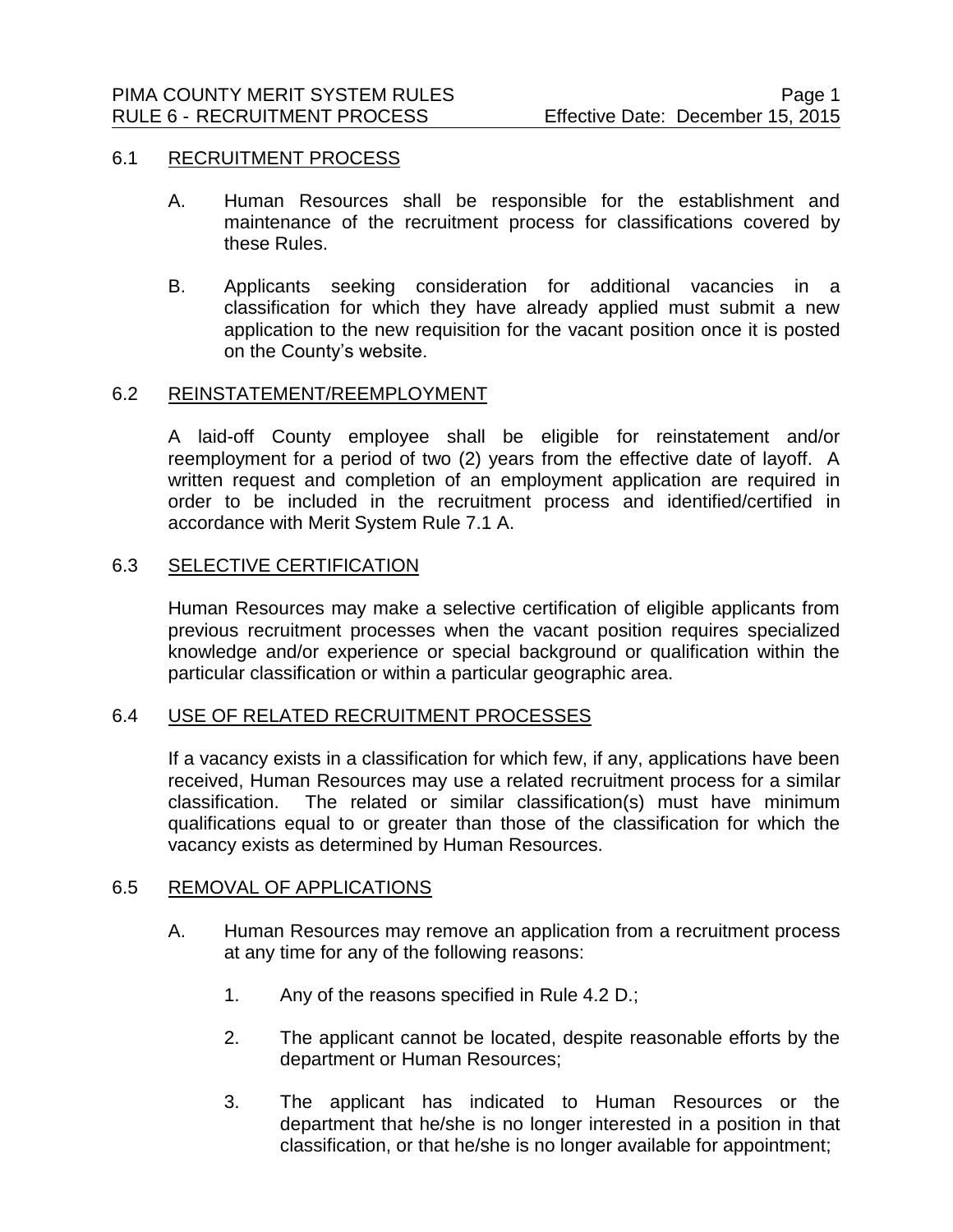## 6.1 RECRUITMENT PROCESS

A. Human Resources shall be responsible for the establishment and maintenance of the recruitment process for classifications covered by these Rules.

B. Applicants seeking consideration for additional vacancies in a classification for which they have already applied must submit a new application to the new requisition for the vacant position once it is posted on the County's website.

## 6.2 REINSTATEMENT/REEMPLOYMENT

A laid-off County employee shall be eligible for reinstatement and/or reemployment for a period of two (2) years from the effective date of layoff. A written request and completion of an employment application are required in order to be included in the recruitment process and identified/certified in accordance with Merit System Rule 7.1 A.

## 6.3 SELECTIVE CERTIFICATION

Human Resources may make a selective certification of eligible applicants from previous recruitment processes when the vacant position requires specialized knowledge and/or experience or special background or qualification within the particular classification or within a particular geographic area.

## 6.4 USE OF RELATED RECRUITMENT PROCESSES

If a vacancy exists in a classification for which few, if any, applications have been received, Human Resources may use a related recruitment process for a similar classification. The related or similar classification(s) must have minimum qualifications equal to or greater than those of the classification for which the vacancy exists as determined by Human Resources.

## 6.5 REMOVAL OF APPLICATIONS

A. Human Resources may remove an application from a recruitment process at any time for any of the following reasons:

1. Any of the reasons specified in Rule 4.2 D.;

2. The applicant cannot be located, despite reasonable efforts by the department or Human Resources;

3. The applicant has indicated to Human Resources or the department that he/she is no longer interested in a position in that classification, or that he/she is no longer available for appointment;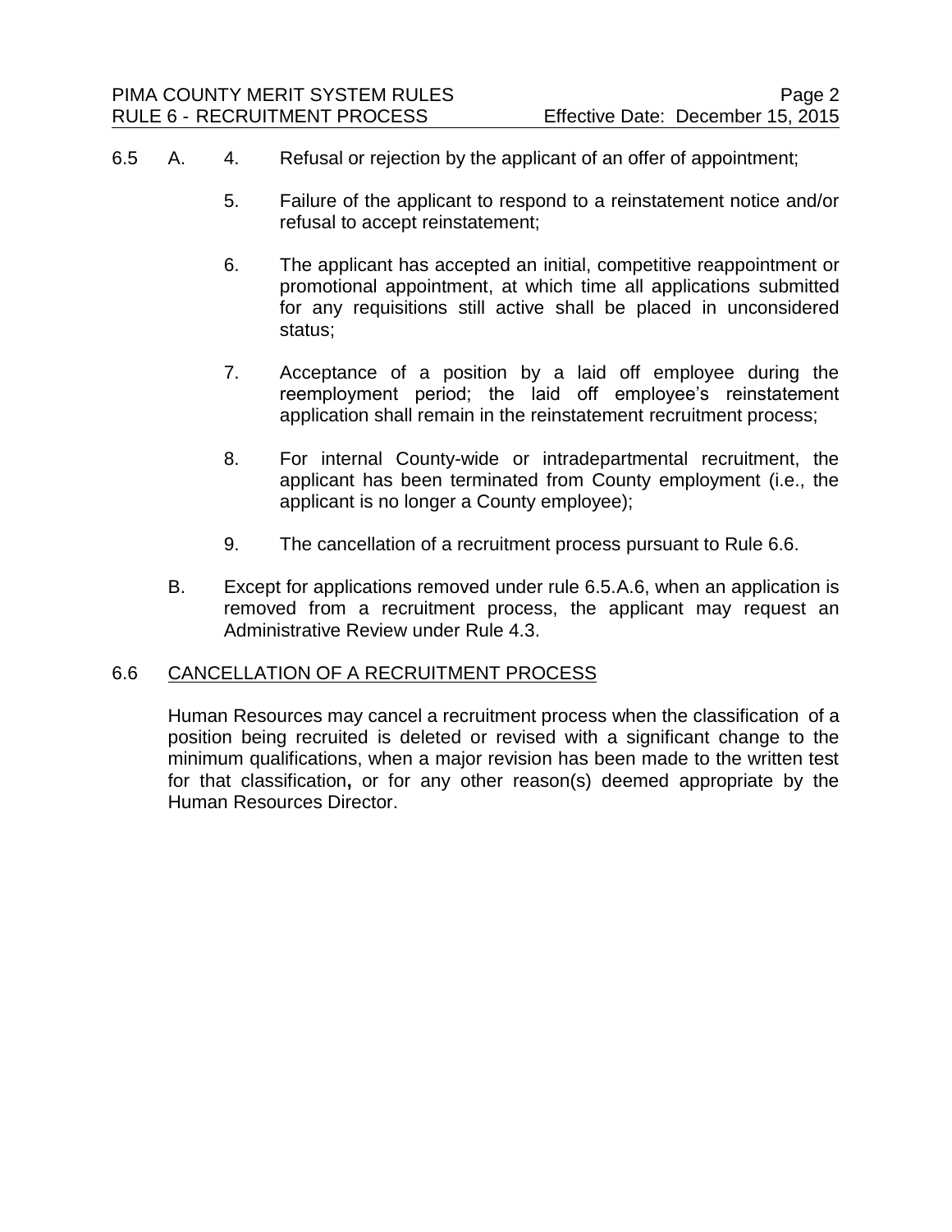6.5 A. 4. Refusal or rejection by the applicant of an offer of appointment;

5. Failure of the applicant to respond to a reinstatement notice and/or refusal to accept reinstatement;

6. The applicant has accepted an initial, competitive reappointment or promotional appointment, at which time all applications submitted for any requisitions still active shall be placed in unconsidered status;

7. Acceptance of a position by a laid off employee during the reemployment period; the laid off employee's reinstatement application shall remain in the reinstatement recruitment process;

8. For internal County-wide or intradepartmental recruitment, the applicant has been terminated from County employment (i.e., the applicant is no longer a County employee);

9. The cancellation of a recruitment process pursuant to Rule 6.6.

B. Except for applications removed under rule 6.5.A.6, when an application is removed from a recruitment process, the applicant may request an Administrative Review under Rule 4.3.

## 6.6 CANCELLATION OF A RECRUITMENT PROCESS

Human Resources may cancel a recruitment process when the classification of a position being recruited is deleted or revised with a significant change to the minimum qualifications, when a major revision has been made to the written test for that classification**,** or for any other reason(s) deemed appropriate by the Human Resources Director.